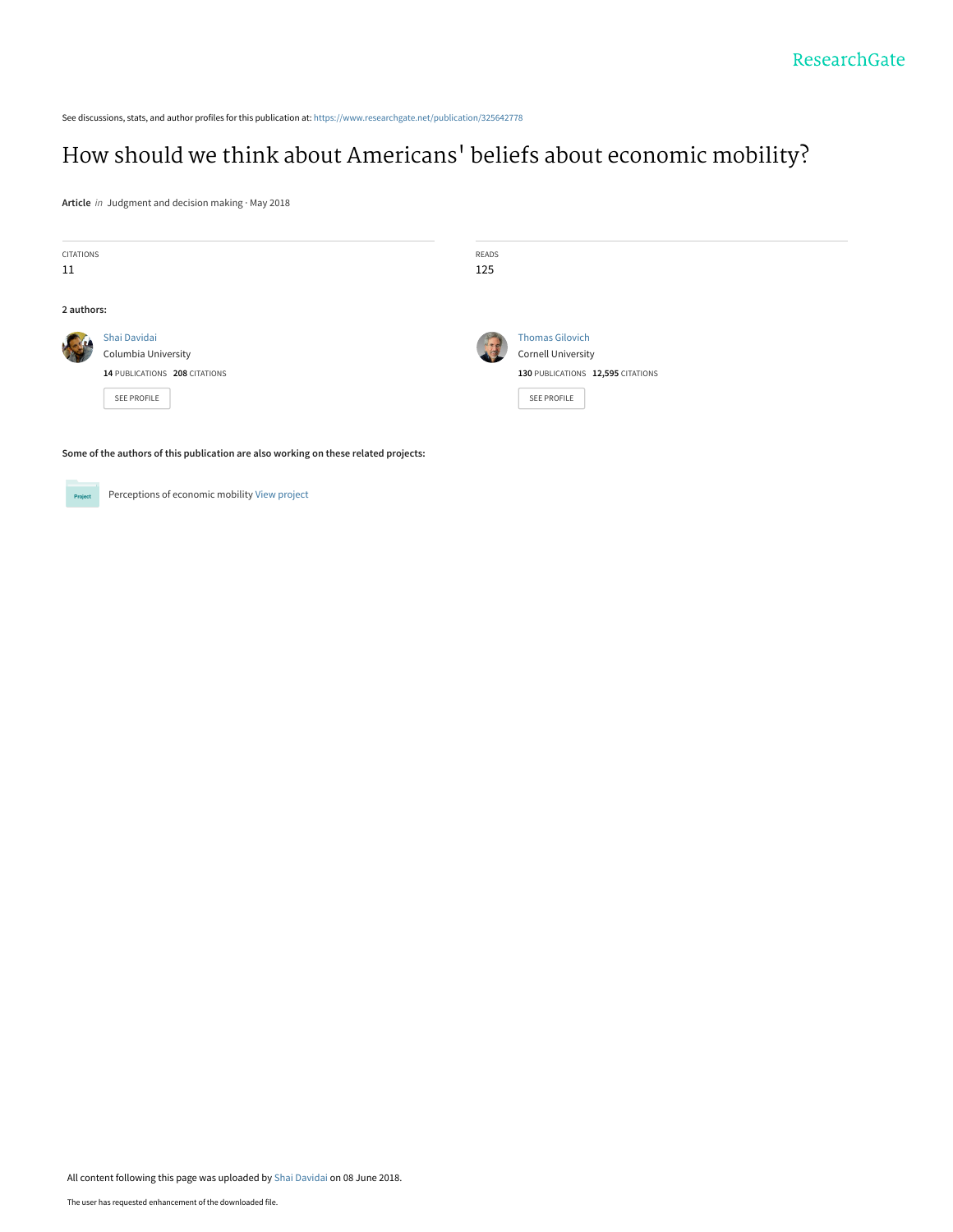ResearchGate

See discussions, stats, and author profiles for this publication at: https://www.researchgate.net/publication/325642778

# How should we think about Americans' beliefs about economic mobility?

**Article** *in* Judgment and decision making · May 2018

CITATIONS
11

READS
125

**2 authors:**

Shai Davidai
Columbia University
**14** PUBLICATIONS **208** CITATIONS
SEE PROFILE

Thomas Gilovich
Cornell University
**130** PUBLICATIONS **12,595** CITATIONS
SEE PROFILE

**Some of the authors of this publication are also working on these related projects:**

Project: Perceptions of economic mobility View project

All content following this page was uploaded by Shai Davidai on 08 June 2018.

The user has requested enhancement of the downloaded file.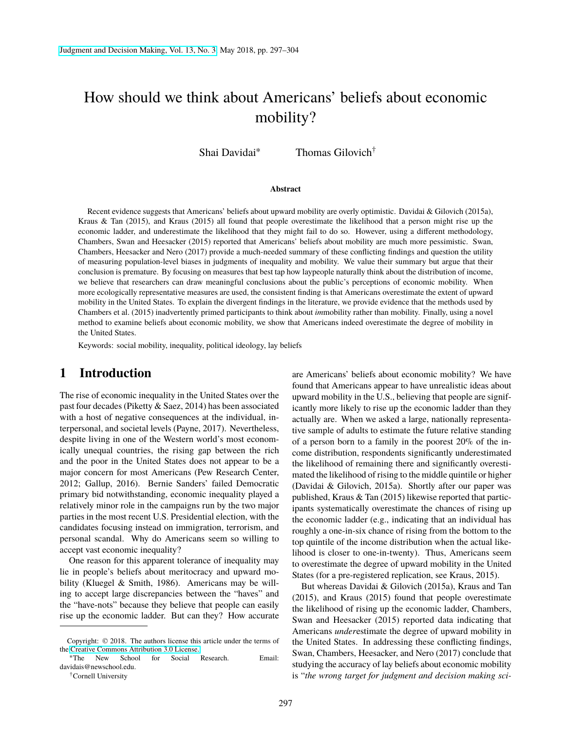# How should we think about Americans' beliefs about economic mobility?

Shai Davidai* Thomas Gilovich†

**Abstract**

Recent evidence suggests that Americans' beliefs about upward mobility are overly optimistic. Davidai & Gilovich (2015a), Kraus & Tan (2015), and Kraus (2015) all found that people overestimate the likelihood that a person might rise up the economic ladder, and underestimate the likelihood that they might fail to do so. However, using a different methodology, Chambers, Swan and Heesacker (2015) reported that Americans' beliefs about mobility are much more pessimistic. Swan, Chambers, Heesacker and Nero (2017) provide a much-needed summary of these conflicting findings and question the utility of measuring population-level biases in judgments of inequality and mobility. We value their summary but argue that their conclusion is premature. By focusing on measures that best tap how laypeople naturally think about the distribution of income, we believe that researchers can draw meaningful conclusions about the public's perceptions of economic mobility. When more ecologically representative measures are used, the consistent finding is that Americans overestimate the extent of upward mobility in the United States. To explain the divergent findings in the literature, we provide evidence that the methods used by Chambers et al. (2015) inadvertently primed participants to think about *im*mobility rather than mobility. Finally, using a novel method to examine beliefs about economic mobility, we show that Americans indeed overestimate the degree of mobility in the United States.

Keywords: social mobility, inequality, political ideology, lay beliefs

## 1 Introduction

The rise of economic inequality in the United States over the past four decades (Piketty & Saez, 2014) has been associated with a host of negative consequences at the individual, interpersonal, and societal levels (Payne, 2017). Nevertheless, despite living in one of the Western world's most economically unequal countries, the rising gap between the rich and the poor in the United States does not appear to be a major concern for most Americans (Pew Research Center, 2012; Gallup, 2016). Bernie Sanders' failed Democratic primary bid notwithstanding, economic inequality played a relatively minor role in the campaigns run by the two major parties in the most recent U.S. Presidential election, with the candidates focusing instead on immigration, terrorism, and personal scandal. Why do Americans seem so willing to accept vast economic inequality?

One reason for this apparent tolerance of inequality may lie in people's beliefs about meritocracy and upward mobility (Kluegel & Smith, 1986). Americans may be willing to accept large discrepancies between the "haves" and the "have-nots" because they believe that people can easily rise up the economic ladder. But can they? How accurate are Americans' beliefs about economic mobility? We have found that Americans appear to have unrealistic ideas about upward mobility in the U.S., believing that people are significantly more likely to rise up the economic ladder than they actually are. When we asked a large, nationally representative sample of adults to estimate the future relative standing of a person born to a family in the poorest 20% of the income distribution, respondents significantly underestimated the likelihood of remaining there and significantly overestimated the likelihood of rising to the middle quintile or higher (Davidai & Gilovich, 2015a). Shortly after our paper was published, Kraus & Tan (2015) likewise reported that participants systematically overestimate the chances of rising up the economic ladder (e.g., indicating that an individual has roughly a one-in-six chance of rising from the bottom to the top quintile of the income distribution when the actual likelihood is closer to one-in-twenty). Thus, Americans seem to overestimate the degree of upward mobility in the United States (for a pre-registered replication, see Kraus, 2015).

But whereas Davidai & Gilovich (2015a), Kraus and Tan (2015), and Kraus (2015) found that people overestimate the likelihood of rising up the economic ladder, Chambers, Swan and Heesacker (2015) reported data indicating that Americans *under*estimate the degree of upward mobility in the United States. In addressing these conflicting findings, Swan, Chambers, Heesacker, and Nero (2017) conclude that studying the accuracy of lay beliefs about economic mobility is "*the wrong target for judgment and decision making sci-*

Copyright: © 2018. The authors license this article under the terms of the Creative Commons Attribution 3.0 License.

*The New School for Social Research. Email: davidais@newschool.edu.

†Cornell University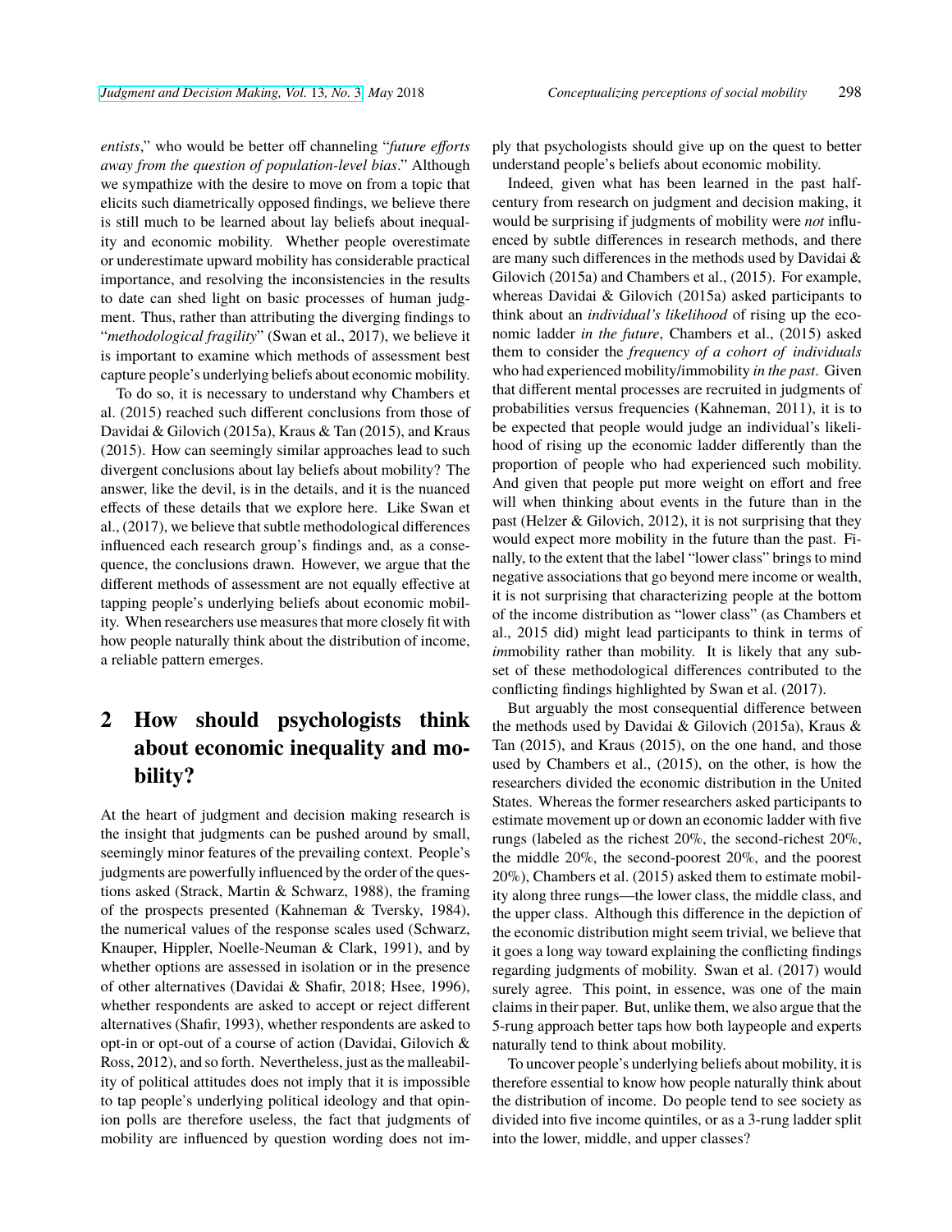*entists*," who would be better off channeling "*future efforts away from the question of population-level bias*." Although we sympathize with the desire to move on from a topic that elicits such diametrically opposed findings, we believe there is still much to be learned about lay beliefs about inequality and economic mobility. Whether people overestimate or underestimate upward mobility has considerable practical importance, and resolving the inconsistencies in the results to date can shed light on basic processes of human judgment. Thus, rather than attributing the diverging findings to "*methodological fragility*" (Swan et al., 2017), we believe it is important to examine which methods of assessment best capture people's underlying beliefs about economic mobility.

To do so, it is necessary to understand why Chambers et al. (2015) reached such different conclusions from those of Davidai & Gilovich (2015a), Kraus & Tan (2015), and Kraus (2015). How can seemingly similar approaches lead to such divergent conclusions about lay beliefs about mobility? The answer, like the devil, is in the details, and it is the nuanced effects of these details that we explore here. Like Swan et al., (2017), we believe that subtle methodological differences influenced each research group's findings and, as a consequence, the conclusions drawn. However, we argue that the different methods of assessment are not equally effective at tapping people's underlying beliefs about economic mobility. When researchers use measures that more closely fit with how people naturally think about the distribution of income, a reliable pattern emerges.

## 2 How should psychologists think about economic inequality and mobility?

At the heart of judgment and decision making research is the insight that judgments can be pushed around by small, seemingly minor features of the prevailing context. People's judgments are powerfully influenced by the order of the questions asked (Strack, Martin & Schwarz, 1988), the framing of the prospects presented (Kahneman & Tversky, 1984), the numerical values of the response scales used (Schwarz, Knauper, Hippler, Noelle-Neuman & Clark, 1991), and by whether options are assessed in isolation or in the presence of other alternatives (Davidai & Shafir, 2018; Hsee, 1996), whether respondents are asked to accept or reject different alternatives (Shafir, 1993), whether respondents are asked to opt-in or opt-out of a course of action (Davidai, Gilovich & Ross, 2012), and so forth. Nevertheless, just as the malleability of political attitudes does not imply that it is impossible to tap people's underlying political ideology and that opinion polls are therefore useless, the fact that judgments of mobility are influenced by question wording does not imply that psychologists should give up on the quest to better understand people's beliefs about economic mobility.

Indeed, given what has been learned in the past half-century from research on judgment and decision making, it would be surprising if judgments of mobility were *not* influenced by subtle differences in research methods, and there are many such differences in the methods used by Davidai & Gilovich (2015a) and Chambers et al., (2015). For example, whereas Davidai & Gilovich (2015a) asked participants to think about an *individual's likelihood* of rising up the economic ladder *in the future*, Chambers et al., (2015) asked them to consider the *frequency of a cohort of individuals* who had experienced mobility/immobility *in the past*. Given that different mental processes are recruited in judgments of probabilities versus frequencies (Kahneman, 2011), it is to be expected that people would judge an individual's likelihood of rising up the economic ladder differently than the proportion of people who had experienced such mobility. And given that people put more weight on effort and free will when thinking about events in the future than in the past (Helzer & Gilovich, 2012), it is not surprising that they would expect more mobility in the future than the past. Finally, to the extent that the label "lower class" brings to mind negative associations that go beyond mere income or wealth, it is not surprising that characterizing people at the bottom of the income distribution as "lower class" (as Chambers et al., 2015 did) might lead participants to think in terms of *im*mobility rather than mobility. It is likely that any subset of these methodological differences contributed to the conflicting findings highlighted by Swan et al. (2017).

But arguably the most consequential difference between the methods used by Davidai & Gilovich (2015a), Kraus & Tan (2015), and Kraus (2015), on the one hand, and those used by Chambers et al., (2015), on the other, is how the researchers divided the economic distribution in the United States. Whereas the former researchers asked participants to estimate movement up or down an economic ladder with five rungs (labeled as the richest 20%, the second-richest 20%, the middle 20%, the second-poorest 20%, and the poorest 20%), Chambers et al. (2015) asked them to estimate mobility along three rungs—the lower class, the middle class, and the upper class. Although this difference in the depiction of the economic distribution might seem trivial, we believe that it goes a long way toward explaining the conflicting findings regarding judgments of mobility. Swan et al. (2017) would surely agree. This point, in essence, was one of the main claims in their paper. But, unlike them, we also argue that the 5-rung approach better taps how both laypeople and experts naturally tend to think about mobility.

To uncover people's underlying beliefs about mobility, it is therefore essential to know how people naturally think about the distribution of income. Do people tend to see society as divided into five income quintiles, or as a 3-rung ladder split into the lower, middle, and upper classes?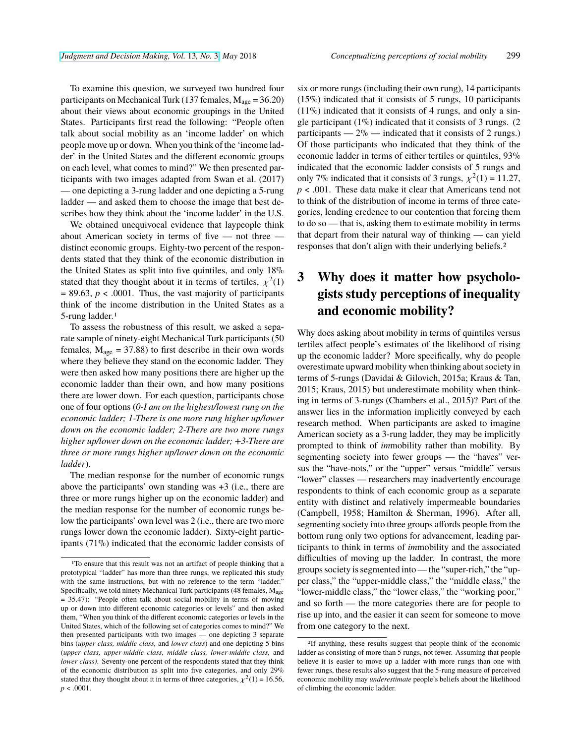To examine this question, we surveyed two hundred four participants on Mechanical Turk (137 females, $M_{age} = 36.20$) about their views about economic groupings in the United States. Participants first read the following: "People often talk about social mobility as an 'income ladder' on which people move up or down. When you think of the 'income ladder' in the United States and the different economic groups on each level, what comes to mind?" We then presented participants with two images adapted from Swan et al. (2017) — one depicting a 3-rung ladder and one depicting a 5-rung ladder — and asked them to choose the image that best describes how they think about the 'income ladder' in the U.S.

We obtained unequivocal evidence that laypeople think about American society in terms of five — not three — distinct economic groups. Eighty-two percent of the respondents stated that they think of the economic distribution in the United States as split into five quintiles, and only 18% stated that they thought about it in terms of tertiles, $\chi^2(1) = 89.63$, $p < .0001$. Thus, the vast majority of participants think of the income distribution in the United States as a 5-rung ladder.[1]

To assess the robustness of this result, we asked a separate sample of ninety-eight Mechanical Turk participants (50 females, $M_{age} = 37.88$) to first describe in their own words where they believe they stand on the economic ladder. They were then asked how many positions there are higher up the economic ladder than their own, and how many positions there are lower down. For each question, participants chose one of four options (*0-I am on the highest/lowest rung on the economic ladder; 1-There is one more rung higher up/lower down on the economic ladder; 2-There are two more rungs higher up/lower down on the economic ladder; +3-There are three or more rungs higher up/lower down on the economic ladder*).

The median response for the number of economic rungs above the participants' own standing was +3 (i.e., there are three or more rungs higher up on the economic ladder) and the median response for the number of economic rungs below the participants' own level was 2 (i.e., there are two more rungs lower down the economic ladder). Sixty-eight participants (71%) indicated that the economic ladder consists of six or more rungs (including their own rung), 14 participants (15%) indicated that it consists of 5 rungs, 10 participants (11%) indicated that it consists of 4 rungs, and only a single participant (1%) indicated that it consists of 3 rungs. (2 participants — 2% — indicated that it consists of 2 rungs.) Of those participants who indicated that they think of the economic ladder in terms of either tertiles or quintiles, 93% indicated that the economic ladder consists of 5 rungs and only 7% indicated that it consists of 3 rungs, $\chi^2(1) = 11.27$, $p < .001$. These data make it clear that Americans tend not to think of the distribution of income in terms of three categories, lending credence to our contention that forcing them to do so — that is, asking them to estimate mobility in terms that depart from their natural way of thinking — can yield responses that don't align with their underlying beliefs.[2]

## 3 Why does it matter how psychologists study perceptions of inequality and economic mobility?

Why does asking about mobility in terms of quintiles versus tertiles affect people's estimates of the likelihood of rising up the economic ladder? More specifically, why do people overestimate upward mobility when thinking about society in terms of 5-rungs (Davidai & Gilovich, 2015a; Kraus & Tan, 2015; Kraus, 2015) but underestimate mobility when thinking in terms of 3-rungs (Chambers et al., 2015)? Part of the answer lies in the information implicitly conveyed by each research method. When participants are asked to imagine American society as a 3-rung ladder, they may be implicitly prompted to think of *im*mobility rather than mobility. By segmenting society into fewer groups — the "haves" versus the "have-nots," or the "upper" versus "middle" versus "lower" classes — researchers may inadvertently encourage respondents to think of each economic group as a separate entity with distinct and relatively impermeable boundaries (Campbell, 1958; Hamilton & Sherman, 1996). After all, segmenting society into three groups affords people from the bottom rung only two options for advancement, leading participants to think in terms of *im*mobility and the associated difficulties of moving up the ladder. In contrast, the more groups society is segmented into — the "super-rich," the "upper class," the "upper-middle class," the "middle class," the "lower-middle class," the "lower class," the "working poor," and so forth — the more categories there are for people to rise up into, and the easier it can seem for someone to move from one category to the next.

[1] To ensure that this result was not an artifact of people thinking that a prototypical "ladder" has more than three rungs, we replicated this study with the same instructions, but with no reference to the term "ladder." Specifically, we told ninety Mechanical Turk participants (48 females, $M_{age} = 35.47$): "People often talk about social mobility in terms of moving up or down into different economic categories or levels" and then asked them, "When you think of the different economic categories or levels in the United States, which of the following set of categories comes to mind?" We then presented participants with two images — one depicting 3 separate bins (*upper class, middle class,* and *lower class*) and one depicting 5 bins (*upper class, upper-middle class, middle class, lower-middle class,* and *lower class*). Seventy-one percent of the respondents stated that they think of the economic distribution as split into five categories, and only 29% stated that they thought about it in terms of three categories, $\chi^2(1) = 16.56$, $p < .0001$.

[2] If anything, these results suggest that people think of the economic ladder as consisting of more than 5 rungs, not fewer. Assuming that people believe it is easier to move up a ladder with more rungs than one with fewer rungs, these results also suggest that the 5-rung measure of perceived economic mobility may *underestimate* people's beliefs about the likelihood of climbing the economic ladder.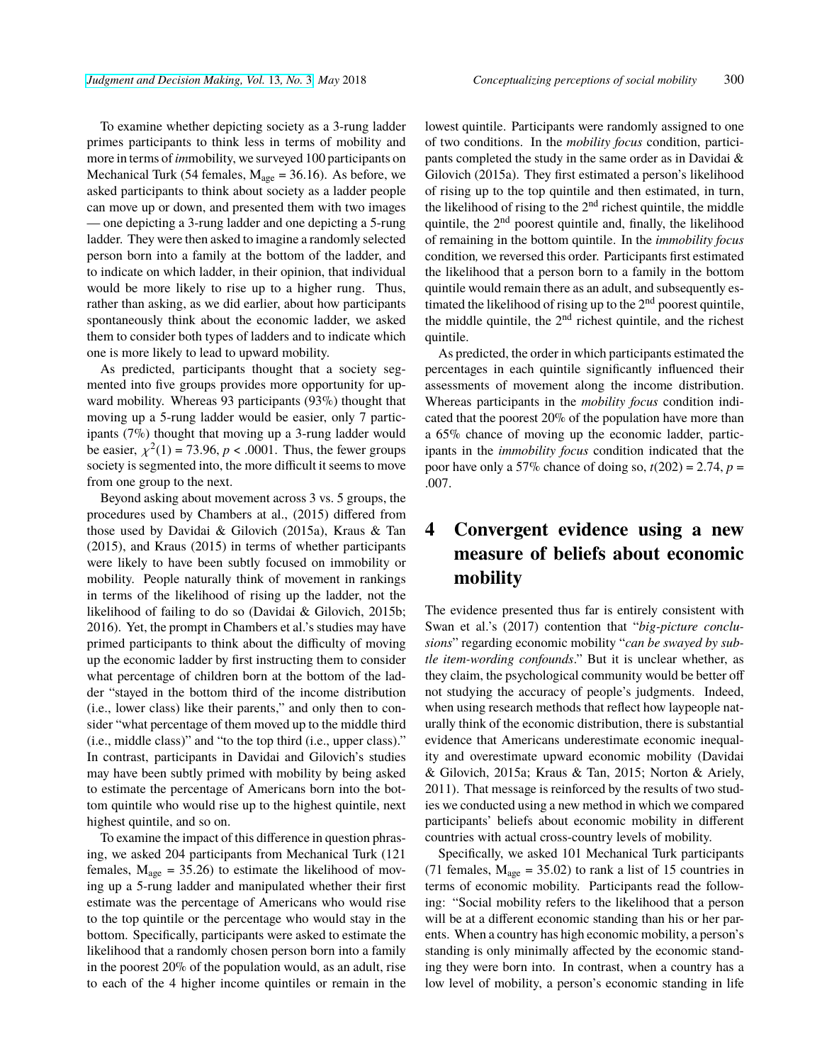To examine whether depicting society as a 3-rung ladder primes participants to think less in terms of mobility and more in terms of *im*mobility, we surveyed 100 participants on Mechanical Turk (54 females, $M_{age}$ = 36.16). As before, we asked participants to think about society as a ladder people can move up or down, and presented them with two images — one depicting a 3-rung ladder and one depicting a 5-rung ladder. They were then asked to imagine a randomly selected person born into a family at the bottom of the ladder, and to indicate on which ladder, in their opinion, that individual would be more likely to rise up to a higher rung. Thus, rather than asking, as we did earlier, about how participants spontaneously think about the economic ladder, we asked them to consider both types of ladders and to indicate which one is more likely to lead to upward mobility.

As predicted, participants thought that a society segmented into five groups provides more opportunity for upward mobility. Whereas 93 participants (93%) thought that moving up a 5-rung ladder would be easier, only 7 participants (7%) thought that moving up a 3-rung ladder would be easier, $\chi^2(1)$ = 73.96, $p$ < .0001. Thus, the fewer groups society is segmented into, the more difficult it seems to move from one group to the next.

Beyond asking about movement across 3 vs. 5 groups, the procedures used by Chambers at al., (2015) differed from those used by Davidai & Gilovich (2015a), Kraus & Tan (2015), and Kraus (2015) in terms of whether participants were likely to have been subtly focused on immobility or mobility. People naturally think of movement in rankings in terms of the likelihood of rising up the ladder, not the likelihood of failing to do so (Davidai & Gilovich, 2015b; 2016). Yet, the prompt in Chambers et al.'s studies may have primed participants to think about the difficulty of moving up the economic ladder by first instructing them to consider what percentage of children born at the bottom of the ladder "stayed in the bottom third of the income distribution (i.e., lower class) like their parents," and only then to consider "what percentage of them moved up to the middle third (i.e., middle class)" and "to the top third (i.e., upper class)." In contrast, participants in Davidai and Gilovich's studies may have been subtly primed with mobility by being asked to estimate the percentage of Americans born into the bottom quintile who would rise up to the highest quintile, next highest quintile, and so on.

To examine the impact of this difference in question phrasing, we asked 204 participants from Mechanical Turk (121 females, $M_{age}$ = 35.26) to estimate the likelihood of moving up a 5-rung ladder and manipulated whether their first estimate was the percentage of Americans who would rise to the top quintile or the percentage who would stay in the bottom. Specifically, participants were asked to estimate the likelihood that a randomly chosen person born into a family in the poorest 20% of the population would, as an adult, rise to each of the 4 higher income quintiles or remain in the lowest quintile. Participants were randomly assigned to one of two conditions. In the *mobility focus* condition, participants completed the study in the same order as in Davidai & Gilovich (2015a). They first estimated a person's likelihood of rising up to the top quintile and then estimated, in turn, the likelihood of rising to the 2nd richest quintile, the middle quintile, the 2nd poorest quintile and, finally, the likelihood of remaining in the bottom quintile. In the *immobility focus* condition*,* we reversed this order. Participants first estimated the likelihood that a person born to a family in the bottom quintile would remain there as an adult, and subsequently estimated the likelihood of rising up to the 2nd poorest quintile, the middle quintile, the 2nd richest quintile, and the richest quintile.

As predicted, the order in which participants estimated the percentages in each quintile significantly influenced their assessments of movement along the income distribution. Whereas participants in the *mobility focus* condition indicated that the poorest 20% of the population have more than a 65% chance of moving up the economic ladder, participants in the *immobility focus* condition indicated that the poor have only a 57% chance of doing so, $t(202)$ = 2.74, $p$ = .007.

# 4 Convergent evidence using a new measure of beliefs about economic mobility

The evidence presented thus far is entirely consistent with Swan et al.'s (2017) contention that "*big-picture conclusions*" regarding economic mobility "*can be swayed by subtle item-wording confounds*." But it is unclear whether, as they claim, the psychological community would be better off not studying the accuracy of people's judgments. Indeed, when using research methods that reflect how laypeople naturally think of the economic distribution, there is substantial evidence that Americans underestimate economic inequality and overestimate upward economic mobility (Davidai & Gilovich, 2015a; Kraus & Tan, 2015; Norton & Ariely, 2011). That message is reinforced by the results of two studies we conducted using a new method in which we compared participants' beliefs about economic mobility in different countries with actual cross-country levels of mobility.

Specifically, we asked 101 Mechanical Turk participants (71 females, $M_{age}$ = 35.02) to rank a list of 15 countries in terms of economic mobility. Participants read the following: "Social mobility refers to the likelihood that a person will be at a different economic standing than his or her parents. When a country has high economic mobility, a person's standing is only minimally affected by the economic standing they were born into. In contrast, when a country has a low level of mobility, a person's economic standing in life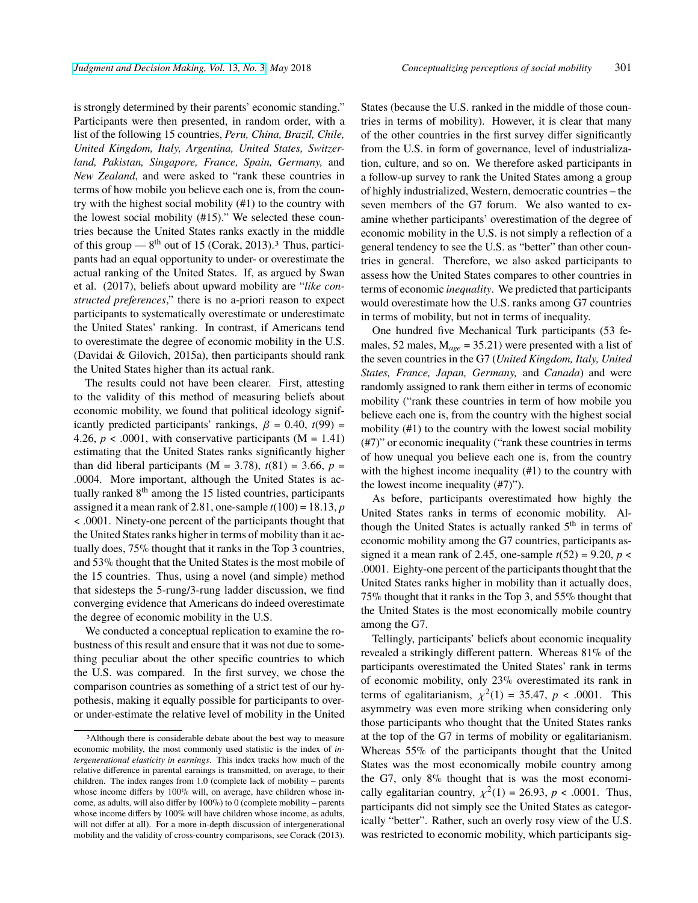is strongly determined by their parents' economic standing." Participants were then presented, in random order, with a list of the following 15 countries, *Peru, China, Brazil, Chile, United Kingdom, Italy, Argentina, United States, Switzerland, Pakistan, Singapore, France, Spain, Germany,* and *New Zealand*, and were asked to "rank these countries in terms of how mobile you believe each one is, from the country with the highest social mobility (#1) to the country with the lowest social mobility (#15)." We selected these countries because the United States ranks exactly in the middle of this group — $8^{th}$ out of 15 (Corak, 2013).[3] Thus, participants had an equal opportunity to under- or overestimate the actual ranking of the United States. If, as argued by Swan et al. (2017), beliefs about upward mobility are "*like constructed preferences*," there is no a-priori reason to expect participants to systematically overestimate or underestimate the United States' ranking. In contrast, if Americans tend to overestimate the degree of economic mobility in the U.S. (Davidai & Gilovich, 2015a), then participants should rank the United States higher than its actual rank.

The results could not have been clearer. First, attesting to the validity of this method of measuring beliefs about economic mobility, we found that political ideology significantly predicted participants' rankings, $\beta = 0.40$, $t(99) = 4.26$, $p < .0001$, with conservative participants (M = 1.41) estimating that the United States ranks significantly higher than did liberal participants (M = 3.78), $t(81) = 3.66$, $p = .0004$. More important, although the United States is actually ranked $8^{th}$ among the 15 listed countries, participants assigned it a mean rank of 2.81, one-sample $t(100) = 18.13$, $p < .0001$. Ninety-one percent of the participants thought that the United States ranks higher in terms of mobility than it actually does, 75% thought that it ranks in the Top 3 countries, and 53% thought that the United States is the most mobile of the 15 countries. Thus, using a novel (and simple) method that sidesteps the 5-rung/3-rung ladder discussion, we find converging evidence that Americans do indeed overestimate the degree of economic mobility in the U.S.

We conducted a conceptual replication to examine the robustness of this result and ensure that it was not due to something peculiar about the other specific countries to which the U.S. was compared. In the first survey, we chose the comparison countries as something of a strict test of our hypothesis, making it equally possible for participants to over- or under-estimate the relative level of mobility in the United States (because the U.S. ranked in the middle of those countries in terms of mobility). However, it is clear that many of the other countries in the first survey differ significantly from the U.S. in form of governance, level of industrialization, culture, and so on. We therefore asked participants in a follow-up survey to rank the United States among a group of highly industrialized, Western, democratic countries – the seven members of the G7 forum. We also wanted to examine whether participants' overestimation of the degree of economic mobility in the U.S. is not simply a reflection of a general tendency to see the U.S. as "better" than other countries in general. Therefore, we also asked participants to assess how the United States compares to other countries in terms of economic *inequality*. We predicted that participants would overestimate how the U.S. ranks among G7 countries in terms of mobility, but not in terms of inequality.

One hundred five Mechanical Turk participants (53 females, 52 males, $M_{age} = 35.21$) were presented with a list of the seven countries in the G7 (*United Kingdom, Italy, United States, France, Japan, Germany,* and *Canada*) and were randomly assigned to rank them either in terms of economic mobility ("rank these countries in term of how mobile you believe each one is, from the country with the highest social mobility (#1) to the country with the lowest social mobility (#7)" or economic inequality ("rank these countries in terms of how unequal you believe each one is, from the country with the highest income inequality (#1) to the country with the lowest income inequality (#7)").

As before, participants overestimated how highly the United States ranks in terms of economic mobility. Although the United States is actually ranked $5^{th}$ in terms of economic mobility among the G7 countries, participants assigned it a mean rank of 2.45, one-sample $t(52) = 9.20$, $p < .0001$. Eighty-one percent of the participants thought that the United States ranks higher in mobility than it actually does, 75% thought that it ranks in the Top 3, and 55% thought that the United States is the most economically mobile country among the G7.

Tellingly, participants' beliefs about economic inequality revealed a strikingly different pattern. Whereas 81% of the participants overestimated the United States' rank in terms of economic mobility, only 23% overestimated its rank in terms of egalitarianism, $\chi^2(1) = 35.47$, $p < .0001$. This asymmetry was even more striking when considering only those participants who thought that the United States ranks at the top of the G7 in terms of mobility or egalitarianism. Whereas 55% of the participants thought that the United States was the most economically mobile country among the G7, only 8% thought that is was the most economically egalitarian country, $\chi^2(1) = 26.93$, $p < .0001$. Thus, participants did not simply see the United States as categorically "better". Rather, such an overly rosy view of the U.S. was restricted to economic mobility, which participants sig-

[3] Although there is considerable debate about the best way to measure economic mobility, the most commonly used statistic is the index of *intergenerational elasticity in earnings*. This index tracks how much of the relative difference in parental earnings is transmitted, on average, to their children. The index ranges from 1.0 (complete lack of mobility – parents whose income differs by 100% will, on average, have children whose income, as adults, will also differ by 100%) to 0 (complete mobility – parents whose income differs by 100% will have children whose income, as adults, will not differ at all). For a more in-depth discussion of intergenerational mobility and the validity of cross-country comparisons, see Corack (2013).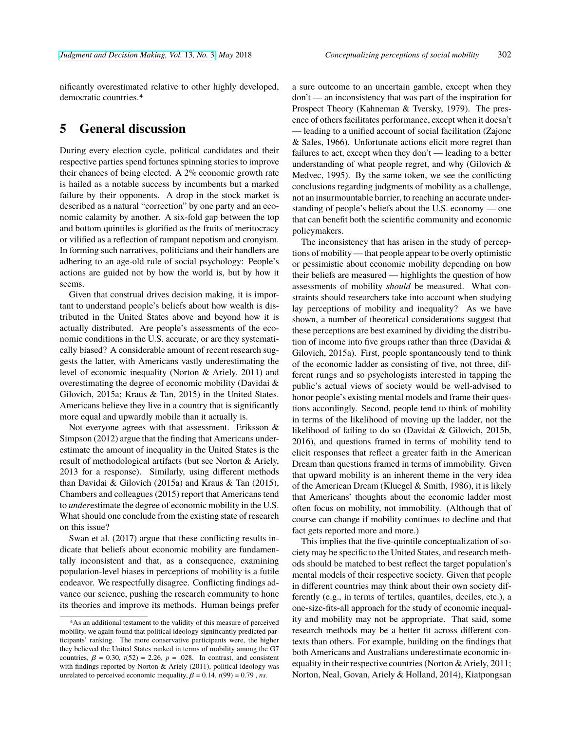nificantly overestimated relative to other highly developed, democratic countries.[4]

## 5 General discussion

During every election cycle, political candidates and their respective parties spend fortunes spinning stories to improve their chances of being elected. A 2% economic growth rate is hailed as a notable success by incumbents but a marked failure by their opponents. A drop in the stock market is described as a natural "correction" by one party and an economic calamity by another. A six-fold gap between the top and bottom quintiles is glorified as the fruits of meritocracy or vilified as a reflection of rampant nepotism and cronyism. In forming such narratives, politicians and their handlers are adhering to an age-old rule of social psychology: People's actions are guided not by how the world is, but by how it seems.

Given that construal drives decision making, it is important to understand people's beliefs about how wealth is distributed in the United States above and beyond how it is actually distributed. Are people's assessments of the economic conditions in the U.S. accurate, or are they systematically biased? A considerable amount of recent research suggests the latter, with Americans vastly underestimating the level of economic inequality (Norton & Ariely, 2011) and overestimating the degree of economic mobility (Davidai & Gilovich, 2015a; Kraus & Tan, 2015) in the United States. Americans believe they live in a country that is significantly more equal and upwardly mobile than it actually is.

Not everyone agrees with that assessment. Eriksson & Simpson (2012) argue that the finding that Americans underestimate the amount of inequality in the United States is the result of methodological artifacts (but see Norton & Ariely, 2013 for a response). Similarly, using different methods than Davidai & Gilovich (2015a) and Kraus & Tan (2015), Chambers and colleagues (2015) report that Americans tend to *under*estimate the degree of economic mobility in the U.S. What should one conclude from the existing state of research on this issue?

Swan et al. (2017) argue that these conflicting results indicate that beliefs about economic mobility are fundamentally inconsistent and that, as a consequence, examining population-level biases in perceptions of mobility is a futile endeavor. We respectfully disagree. Conflicting findings advance our science, pushing the research community to hone its theories and improve its methods. Human beings prefer a sure outcome to an uncertain gamble, except when they don't — an inconsistency that was part of the inspiration for Prospect Theory (Kahneman & Tversky, 1979). The presence of others facilitates performance, except when it doesn't — leading to a unified account of social facilitation (Zajonc & Sales, 1966). Unfortunate actions elicit more regret than failures to act, except when they don't — leading to a better understanding of what people regret, and why (Gilovich & Medvec, 1995). By the same token, we see the conflicting conclusions regarding judgments of mobility as a challenge, not an insurmountable barrier, to reaching an accurate understanding of people's beliefs about the U.S. economy — one that can benefit both the scientific community and economic policymakers.

The inconsistency that has arisen in the study of perceptions of mobility — that people appear to be overly optimistic or pessimistic about economic mobility depending on how their beliefs are measured — highlights the question of how assessments of mobility *should* be measured. What constraints should researchers take into account when studying lay perceptions of mobility and inequality? As we have shown, a number of theoretical considerations suggest that these perceptions are best examined by dividing the distribution of income into five groups rather than three (Davidai & Gilovich, 2015a). First, people spontaneously tend to think of the economic ladder as consisting of five, not three, different rungs and so psychologists interested in tapping the public's actual views of society would be well-advised to honor people's existing mental models and frame their questions accordingly. Second, people tend to think of mobility in terms of the likelihood of moving up the ladder, not the likelihood of failing to do so (Davidai & Gilovich, 2015b, 2016), and questions framed in terms of mobility tend to elicit responses that reflect a greater faith in the American Dream than questions framed in terms of immobility. Given that upward mobility is an inherent theme in the very idea of the American Dream (Kluegel & Smith, 1986), it is likely that Americans' thoughts about the economic ladder most often focus on mobility, not immobility. (Although that of course can change if mobility continues to decline and that fact gets reported more and more.)

This implies that the five-quintile conceptualization of society may be specific to the United States, and research methods should be matched to best reflect the target population's mental models of their respective society. Given that people in different countries may think about their own society differently (e.g., in terms of tertiles, quantiles, deciles, etc.), a one-size-fits-all approach for the study of economic inequality and mobility may not be appropriate. That said, some research methods may be a better fit across different contexts than others. For example, building on the findings that both Americans and Australians underestimate economic inequality in their respective countries (Norton & Ariely, 2011; Norton, Neal, Govan, Ariely & Holland, 2014), Kiatpongsan

---

[4] As an additional testament to the validity of this measure of perceived mobility, we again found that political ideology significantly predicted participants' ranking. The more conservative participants were, the higher they believed the United States ranked in terms of mobility among the G7 countries, $\beta = 0.30$, $t(52) = 2.26$, $p = .028$. In contrast, and consistent with findings reported by Norton & Ariely (2011), political ideology was unrelated to perceived economic inequality, $\beta = 0.14$, $t(99) = 0.79$, *ns.*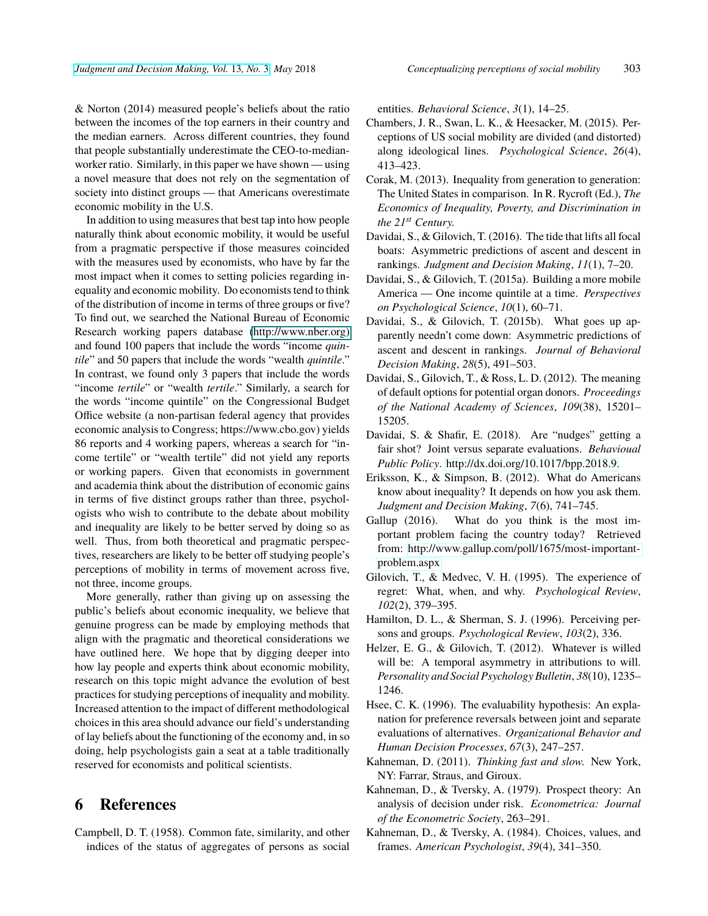& Norton (2014) measured people's beliefs about the ratio between the incomes of the top earners in their country and the median earners. Across different countries, they found that people substantially underestimate the CEO-to-median-worker ratio. Similarly, in this paper we have shown — using a novel measure that does not rely on the segmentation of society into distinct groups — that Americans overestimate economic mobility in the U.S.

In addition to using measures that best tap into how people naturally think about economic mobility, it would be useful from a pragmatic perspective if those measures coincided with the measures used by economists, who have by far the most impact when it comes to setting policies regarding inequality and economic mobility. Do economists tend to think of the distribution of income in terms of three groups or five? To find out, we searched the National Bureau of Economic Research working papers database (http://www.nber.org) and found 100 papers that include the words "income *quintile*" and 50 papers that include the words "wealth *quintile*." In contrast, we found only 3 papers that include the words "income *tertile*" or "wealth *tertile*." Similarly, a search for the words "income quintile" on the Congressional Budget Office website (a non-partisan federal agency that provides economic analysis to Congress; https://www.cbo.gov) yields 86 reports and 4 working papers, whereas a search for "income tertile" or "wealth tertile" did not yield any reports or working papers. Given that economists in government and academia think about the distribution of economic gains in terms of five distinct groups rather than three, psychologists who wish to contribute to the debate about mobility and inequality are likely to be better served by doing so as well. Thus, from both theoretical and pragmatic perspectives, researchers are likely to be better off studying people's perceptions of mobility in terms of movement across five, not three, income groups.

More generally, rather than giving up on assessing the public's beliefs about economic inequality, we believe that genuine progress can be made by employing methods that align with the pragmatic and theoretical considerations we have outlined here. We hope that by digging deeper into how lay people and experts think about economic mobility, research on this topic might advance the evolution of best practices for studying perceptions of inequality and mobility. Increased attention to the impact of different methodological choices in this area should advance our field's understanding of lay beliefs about the functioning of the economy and, in so doing, help psychologists gain a seat at a table traditionally reserved for economists and political scientists.

# 6 References

Campbell, D. T. (1958). Common fate, similarity, and other indices of the status of aggregates of persons as social entities. *Behavioral Science*, *3*(1), 14–25.

Chambers, J. R., Swan, L. K., & Heesacker, M. (2015). Perceptions of US social mobility are divided (and distorted) along ideological lines. *Psychological Science*, *26*(4), 413–423.

Corak, M. (2013). Inequality from generation to generation: The United States in comparison. In R. Rycroft (Ed.), *The Economics of Inequality, Poverty, and Discrimination in the 21st Century.*

Davidai, S., & Gilovich, T. (2016). The tide that lifts all focal boats: Asymmetric predictions of ascent and descent in rankings. *Judgment and Decision Making*, *11*(1), 7–20.

Davidai, S., & Gilovich, T. (2015a). Building a more mobile America — One income quintile at a time. *Perspectives on Psychological Science*, *10*(1), 60–71.

Davidai, S., & Gilovich, T. (2015b). What goes up apparently needn't come down: Asymmetric predictions of ascent and descent in rankings. *Journal of Behavioral Decision Making*, *28*(5), 491–503.

Davidai, S., Gilovich, T., & Ross, L. D. (2012). The meaning of default options for potential organ donors. *Proceedings of the National Academy of Sciences*, *109*(38), 15201–15205.

Davidai, S. & Shafir, E. (2018). Are "nudges" getting a fair shot? Joint versus separate evaluations. *Behavioual Public Policy*. http://dx.doi.org/10.1017/bpp.2018.9.

Eriksson, K., & Simpson, B. (2012). What do Americans know about inequality? It depends on how you ask them. *Judgment and Decision Making*, *7*(6), 741–745.

Gallup (2016). What do you think is the most important problem facing the country today? Retrieved from: http://www.gallup.com/poll/1675/most-important-problem.aspx

Gilovich, T., & Medvec, V. H. (1995). The experience of regret: What, when, and why. *Psychological Review*, *102*(2), 379–395.

Hamilton, D. L., & Sherman, S. J. (1996). Perceiving persons and groups. *Psychological Review*, *103*(2), 336.

Helzer, E. G., & Gilovich, T. (2012). Whatever is willed will be: A temporal asymmetry in attributions to will. *Personality and Social Psychology Bulletin*, *38*(10), 1235–1246.

Hsee, C. K. (1996). The evaluability hypothesis: An explanation for preference reversals between joint and separate evaluations of alternatives. *Organizational Behavior and Human Decision Processes*, *67*(3), 247–257.

Kahneman, D. (2011). *Thinking fast and slow.* New York, NY: Farrar, Straus, and Giroux.

Kahneman, D., & Tversky, A. (1979). Prospect theory: An analysis of decision under risk. *Econometrica: Journal of the Econometric Society*, 263–291.

Kahneman, D., & Tversky, A. (1984). Choices, values, and frames. *American Psychologist*, *39*(4), 341–350.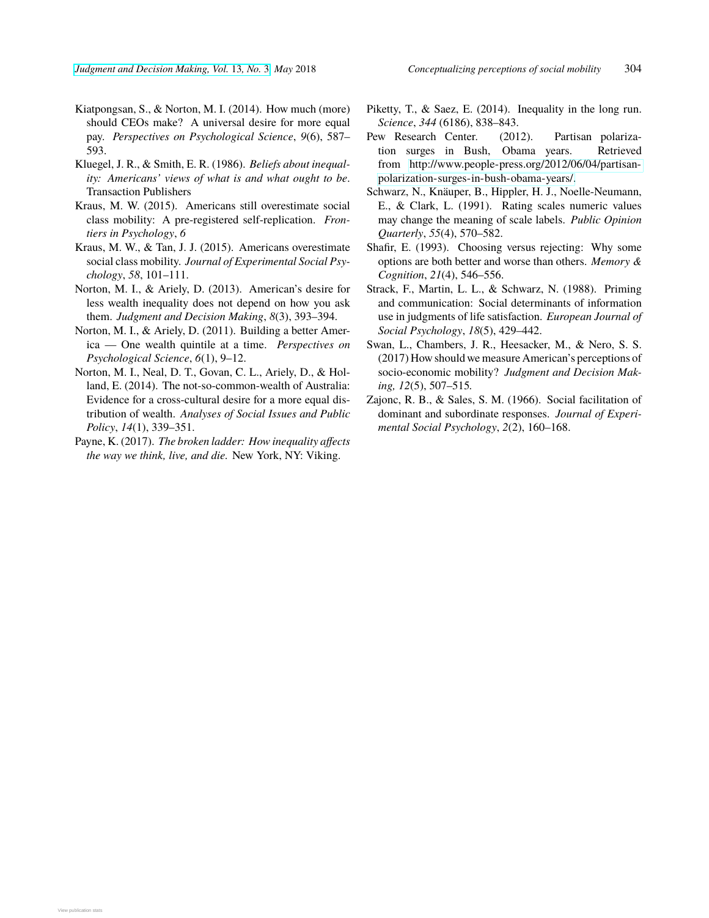Kiatpongsan, S., & Norton, M. I. (2014). How much (more) should CEOs make? A universal desire for more equal pay. *Perspectives on Psychological Science*, *9*(6), 587–593.

Kluegel, J. R., & Smith, E. R. (1986). *Beliefs about inequality: Americans' views of what is and what ought to be*. Transaction Publishers

Kraus, M. W. (2015). Americans still overestimate social class mobility: A pre-registered self-replication. *Frontiers in Psychology*, *6*

Kraus, M. W., & Tan, J. J. (2015). Americans overestimate social class mobility. *Journal of Experimental Social Psychology*, *58*, 101–111.

Norton, M. I., & Ariely, D. (2013). American's desire for less wealth inequality does not depend on how you ask them. *Judgment and Decision Making*, *8*(3), 393–394.

Norton, M. I., & Ariely, D. (2011). Building a better America — One wealth quintile at a time. *Perspectives on Psychological Science*, *6*(1), 9–12.

Norton, M. I., Neal, D. T., Govan, C. L., Ariely, D., & Holland, E. (2014). The not-so-common-wealth of Australia: Evidence for a cross-cultural desire for a more equal distribution of wealth. *Analyses of Social Issues and Public Policy*, *14*(1), 339–351.

Payne, K. (2017). *The broken ladder: How inequality affects the way we think, live, and die.* New York, NY: Viking.

Piketty, T., & Saez, E. (2014). Inequality in the long run. *Science*, *344* (6186), 838–843.

Pew Research Center. (2012). Partisan polarization surges in Bush, Obama years. Retrieved from http://www.people-press.org/2012/06/04/partisan-polarization-surges-in-bush-obama-years/.

Schwarz, N., Knäuper, B., Hippler, H. J., Noelle-Neumann, E., & Clark, L. (1991). Rating scales numeric values may change the meaning of scale labels. *Public Opinion Quarterly*, *55*(4), 570–582.

Shafir, E. (1993). Choosing versus rejecting: Why some options are both better and worse than others. *Memory & Cognition*, *21*(4), 546–556.

Strack, F., Martin, L. L., & Schwarz, N. (1988). Priming and communication: Social determinants of information use in judgments of life satisfaction. *European Journal of Social Psychology*, *18*(5), 429–442.

Swan, L., Chambers, J. R., Heesacker, M., & Nero, S. S. (2017) How should we measure American's perceptions of socio-economic mobility? *Judgment and Decision Making, 12*(5), 507–515.

Zajonc, R. B., & Sales, S. M. (1966). Social facilitation of dominant and subordinate responses. *Journal of Experimental Social Psychology*, *2*(2), 160–168.